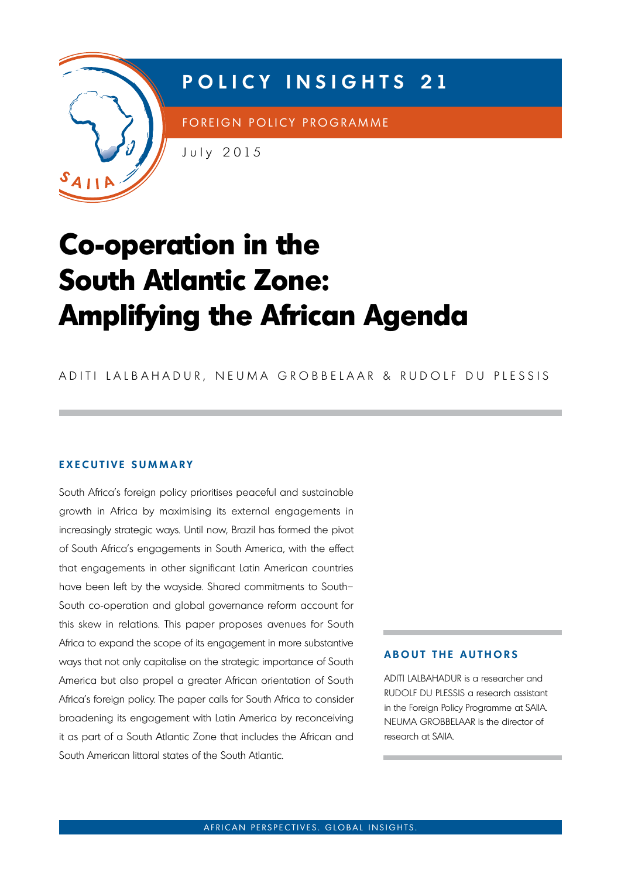POLICY INSIGHTS 21

FOREIGN POLICY PROGRAMME

July 2015

# Co-operation in the South Atlantic Zone: Amplifying the African Agenda

ADITI LALBAHADUR, NEUMA GROBBELAAR & RUDOLF DU PLESSIS

## EXECUTIVE SUMMARY

South Africa's foreign policy prioritises peaceful and sustainable growth in Africa by maximising its external engagements in increasingly strategic ways. Until now, Brazil has formed the pivot of South Africa's engagements in South America, with the effect that engagements in other significant Latin American countries have been left by the wayside. Shared commitments to South–South co-operation and global governance reform account for this skew in relations. This paper proposes avenues for South Africa to expand the scope of its engagement in more substantive ways that not only capitalise on the strategic importance of South America but also propel a greater African orientation of South Africa's foreign policy. The paper calls for South Africa to consider broadening its engagement with Latin America by reconceiving it as part of a South Atlantic Zone that includes the African and South American littoral states of the South Atlantic.

## ABOUT THE AUTHORS

ADITI LALBAHADUR is a researcher and RUDOLF DU PLESSIS a research assistant in the Foreign Policy Programme at SAIIA. NEUMA GROBBELAAR is the director of research at SAIIA.

AFRICAN PERSPECTIVES. GLOBAL INSIGHTS.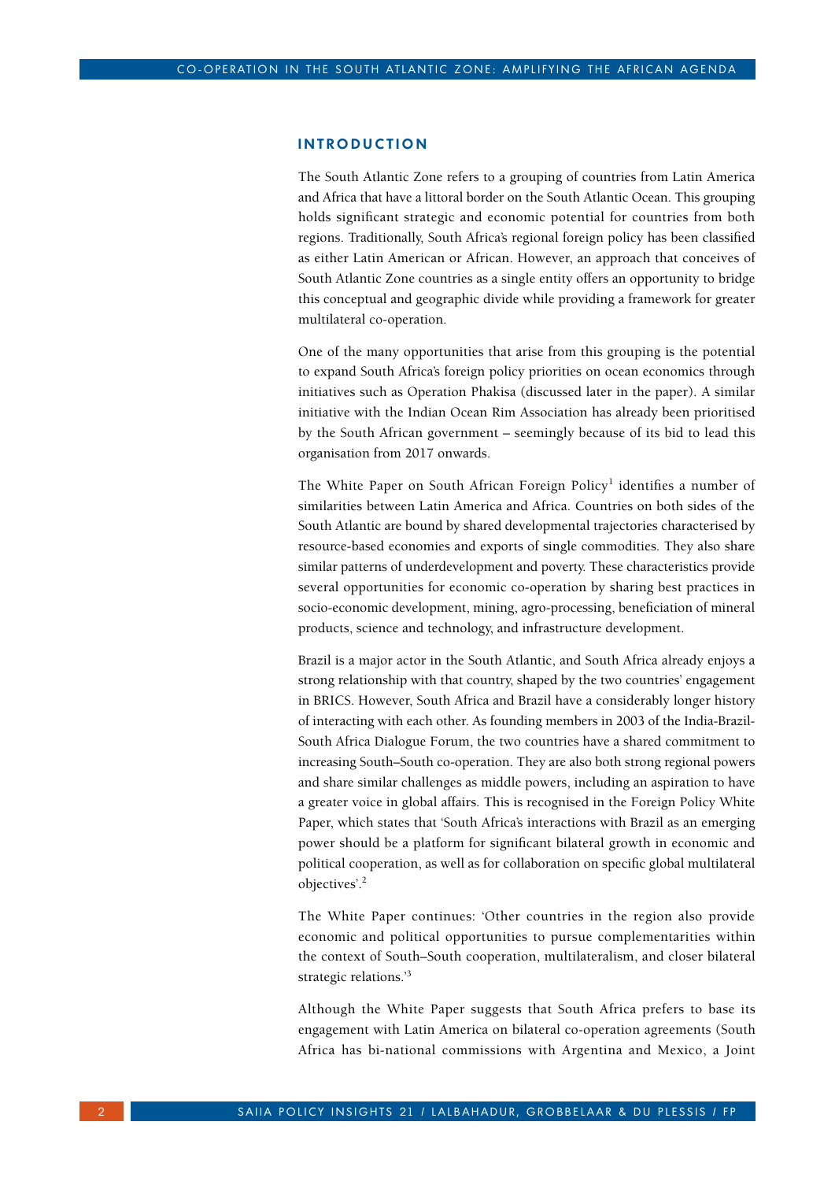## INTRODUCTION

The South Atlantic Zone refers to a grouping of countries from Latin America and Africa that have a littoral border on the South Atlantic Ocean. This grouping holds significant strategic and economic potential for countries from both regions. Traditionally, South Africa's regional foreign policy has been classified as either Latin American or African. However, an approach that conceives of South Atlantic Zone countries as a single entity offers an opportunity to bridge this conceptual and geographic divide while providing a framework for greater multilateral co-operation.

One of the many opportunities that arise from this grouping is the potential to expand South Africa's foreign policy priorities on ocean economics through initiatives such as Operation Phakisa (discussed later in the paper). A similar initiative with the Indian Ocean Rim Association has already been prioritised by the South African government – seemingly because of its bid to lead this organisation from 2017 onwards.

The White Paper on South African Foreign Policy[1] identifies a number of similarities between Latin America and Africa. Countries on both sides of the South Atlantic are bound by shared developmental trajectories characterised by resource-based economies and exports of single commodities. They also share similar patterns of underdevelopment and poverty. These characteristics provide several opportunities for economic co-operation by sharing best practices in socio-economic development, mining, agro-processing, beneficiation of mineral products, science and technology, and infrastructure development.

Brazil is a major actor in the South Atlantic, and South Africa already enjoys a strong relationship with that country, shaped by the two countries' engagement in BRICS. However, South Africa and Brazil have a considerably longer history of interacting with each other. As founding members in 2003 of the India-Brazil-South Africa Dialogue Forum, the two countries have a shared commitment to increasing South–South co-operation. They are also both strong regional powers and share similar challenges as middle powers, including an aspiration to have a greater voice in global affairs. This is recognised in the Foreign Policy White Paper, which states that 'South Africa's interactions with Brazil as an emerging power should be a platform for significant bilateral growth in economic and political cooperation, as well as for collaboration on specific global multilateral objectives'.[2]

The White Paper continues: 'Other countries in the region also provide economic and political opportunities to pursue complementarities within the context of South–South cooperation, multilateralism, and closer bilateral strategic relations.'[3]

Although the White Paper suggests that South Africa prefers to base its engagement with Latin America on bilateral co-operation agreements (South Africa has bi-national commissions with Argentina and Mexico, a Joint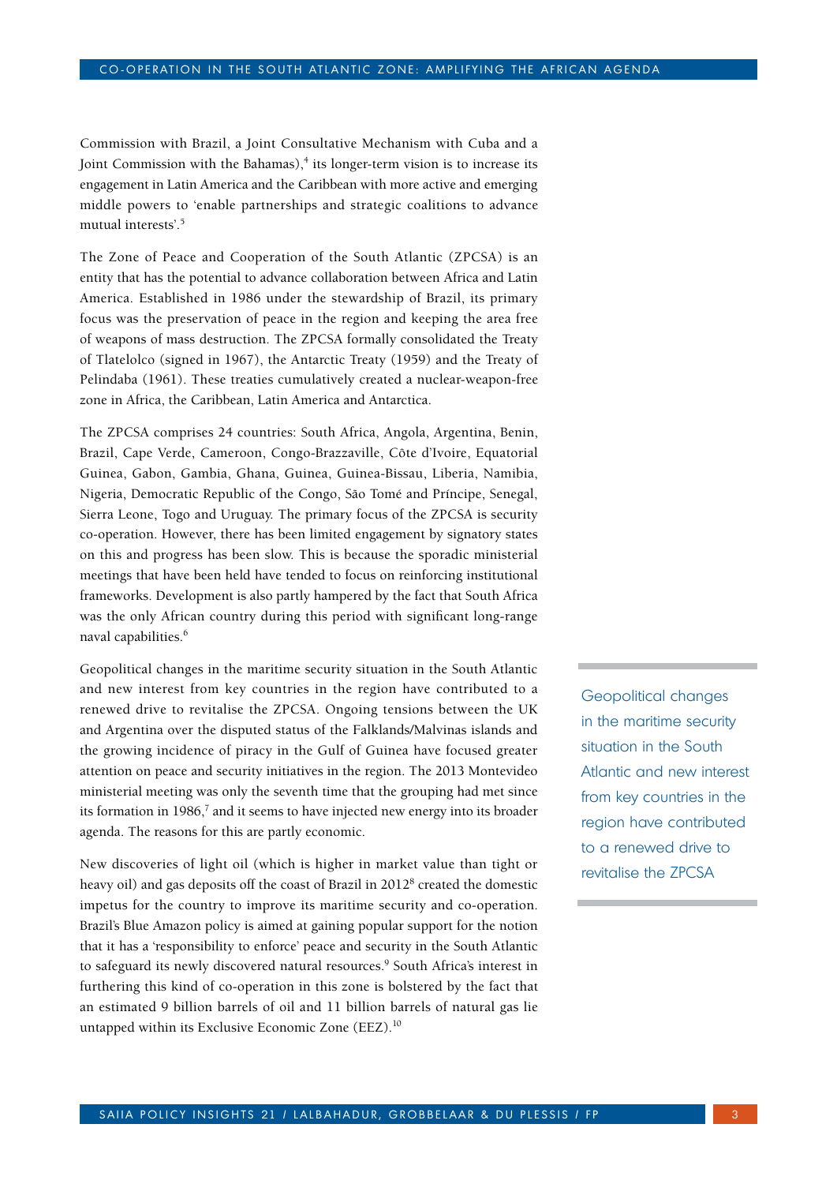Commission with Brazil, a Joint Consultative Mechanism with Cuba and a Joint Commission with the Bahamas),[4] its longer-term vision is to increase its engagement in Latin America and the Caribbean with more active and emerging middle powers to 'enable partnerships and strategic coalitions to advance mutual interests'.[5]

The Zone of Peace and Cooperation of the South Atlantic (ZPCSA) is an entity that has the potential to advance collaboration between Africa and Latin America. Established in 1986 under the stewardship of Brazil, its primary focus was the preservation of peace in the region and keeping the area free of weapons of mass destruction. The ZPCSA formally consolidated the Treaty of Tlatelolco (signed in 1967), the Antarctic Treaty (1959) and the Treaty of Pelindaba (1961). These treaties cumulatively created a nuclear-weapon-free zone in Africa, the Caribbean, Latin America and Antarctica.

The ZPCSA comprises 24 countries: South Africa, Angola, Argentina, Benin, Brazil, Cape Verde, Cameroon, Congo-Brazzaville, Côte d'Ivoire, Equatorial Guinea, Gabon, Gambia, Ghana, Guinea, Guinea-Bissau, Liberia, Namibia, Nigeria, Democratic Republic of the Congo, São Tomé and Príncipe, Senegal, Sierra Leone, Togo and Uruguay. The primary focus of the ZPCSA is security co-operation. However, there has been limited engagement by signatory states on this and progress has been slow. This is because the sporadic ministerial meetings that have been held have tended to focus on reinforcing institutional frameworks. Development is also partly hampered by the fact that South Africa was the only African country during this period with significant long-range naval capabilities.[6]

Geopolitical changes in the maritime security situation in the South Atlantic and new interest from key countries in the region have contributed to a renewed drive to revitalise the ZPCSA. Ongoing tensions between the UK and Argentina over the disputed status of the Falklands/Malvinas islands and the growing incidence of piracy in the Gulf of Guinea have focused greater attention on peace and security initiatives in the region. The 2013 Montevideo ministerial meeting was only the seventh time that the grouping had met since its formation in 1986,[7] and it seems to have injected new energy into its broader agenda. The reasons for this are partly economic.

> Geopolitical changes in the maritime security situation in the South Atlantic and new interest from key countries in the region have contributed to a renewed drive to revitalise the ZPCSA

New discoveries of light oil (which is higher in market value than tight or heavy oil) and gas deposits off the coast of Brazil in 2012[8] created the domestic impetus for the country to improve its maritime security and co-operation. Brazil's Blue Amazon policy is aimed at gaining popular support for the notion that it has a 'responsibility to enforce' peace and security in the South Atlantic to safeguard its newly discovered natural resources.[9] South Africa's interest in furthering this kind of co-operation in this zone is bolstered by the fact that an estimated 9 billion barrels of oil and 11 billion barrels of natural gas lie untapped within its Exclusive Economic Zone (EEZ).[10]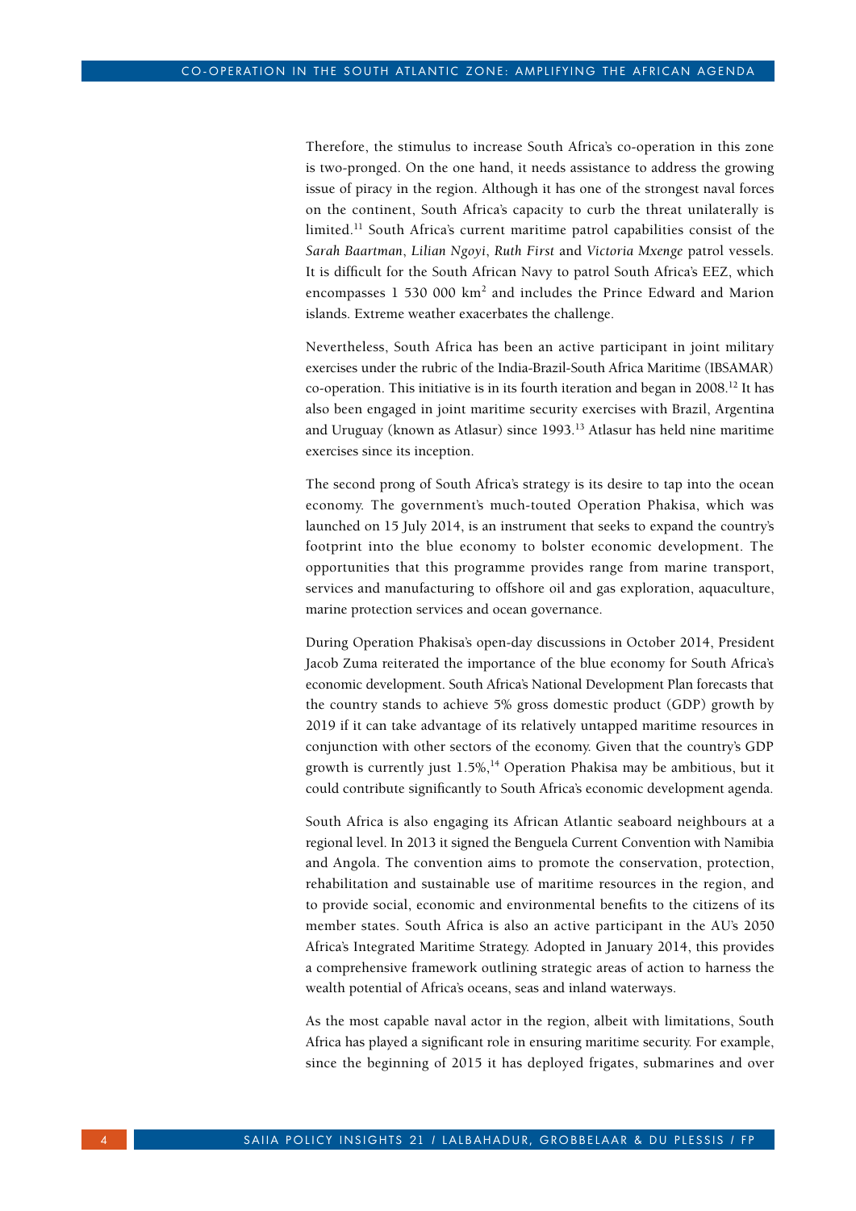Therefore, the stimulus to increase South Africa's co-operation in this zone is two-pronged. On the one hand, it needs assistance to address the growing issue of piracy in the region. Although it has one of the strongest naval forces on the continent, South Africa's capacity to curb the threat unilaterally is limited.[11] South Africa's current maritime patrol capabilities consist of the *Sarah Baartman*, *Lilian Ngoyi*, *Ruth First* and *Victoria Mxenge* patrol vessels. It is difficult for the South African Navy to patrol South Africa's EEZ, which encompasses 1 530 000 km$^2$ and includes the Prince Edward and Marion islands. Extreme weather exacerbates the challenge.

Nevertheless, South Africa has been an active participant in joint military exercises under the rubric of the India-Brazil-South Africa Maritime (IBSAMAR) co-operation. This initiative is in its fourth iteration and began in 2008.[12] It has also been engaged in joint maritime security exercises with Brazil, Argentina and Uruguay (known as Atlasur) since 1993.[13] Atlasur has held nine maritime exercises since its inception.

The second prong of South Africa's strategy is its desire to tap into the ocean economy. The government's much-touted Operation Phakisa, which was launched on 15 July 2014, is an instrument that seeks to expand the country's footprint into the blue economy to bolster economic development. The opportunities that this programme provides range from marine transport, services and manufacturing to offshore oil and gas exploration, aquaculture, marine protection services and ocean governance.

During Operation Phakisa's open-day discussions in October 2014, President Jacob Zuma reiterated the importance of the blue economy for South Africa's economic development. South Africa's National Development Plan forecasts that the country stands to achieve 5% gross domestic product (GDP) growth by 2019 if it can take advantage of its relatively untapped maritime resources in conjunction with other sectors of the economy. Given that the country's GDP growth is currently just 1.5%,[14] Operation Phakisa may be ambitious, but it could contribute significantly to South Africa's economic development agenda.

South Africa is also engaging its African Atlantic seaboard neighbours at a regional level. In 2013 it signed the Benguela Current Convention with Namibia and Angola. The convention aims to promote the conservation, protection, rehabilitation and sustainable use of maritime resources in the region, and to provide social, economic and environmental benefits to the citizens of its member states. South Africa is also an active participant in the AU's 2050 Africa's Integrated Maritime Strategy. Adopted in January 2014, this provides a comprehensive framework outlining strategic areas of action to harness the wealth potential of Africa's oceans, seas and inland waterways.

As the most capable naval actor in the region, albeit with limitations, South Africa has played a significant role in ensuring maritime security. For example, since the beginning of 2015 it has deployed frigates, submarines and over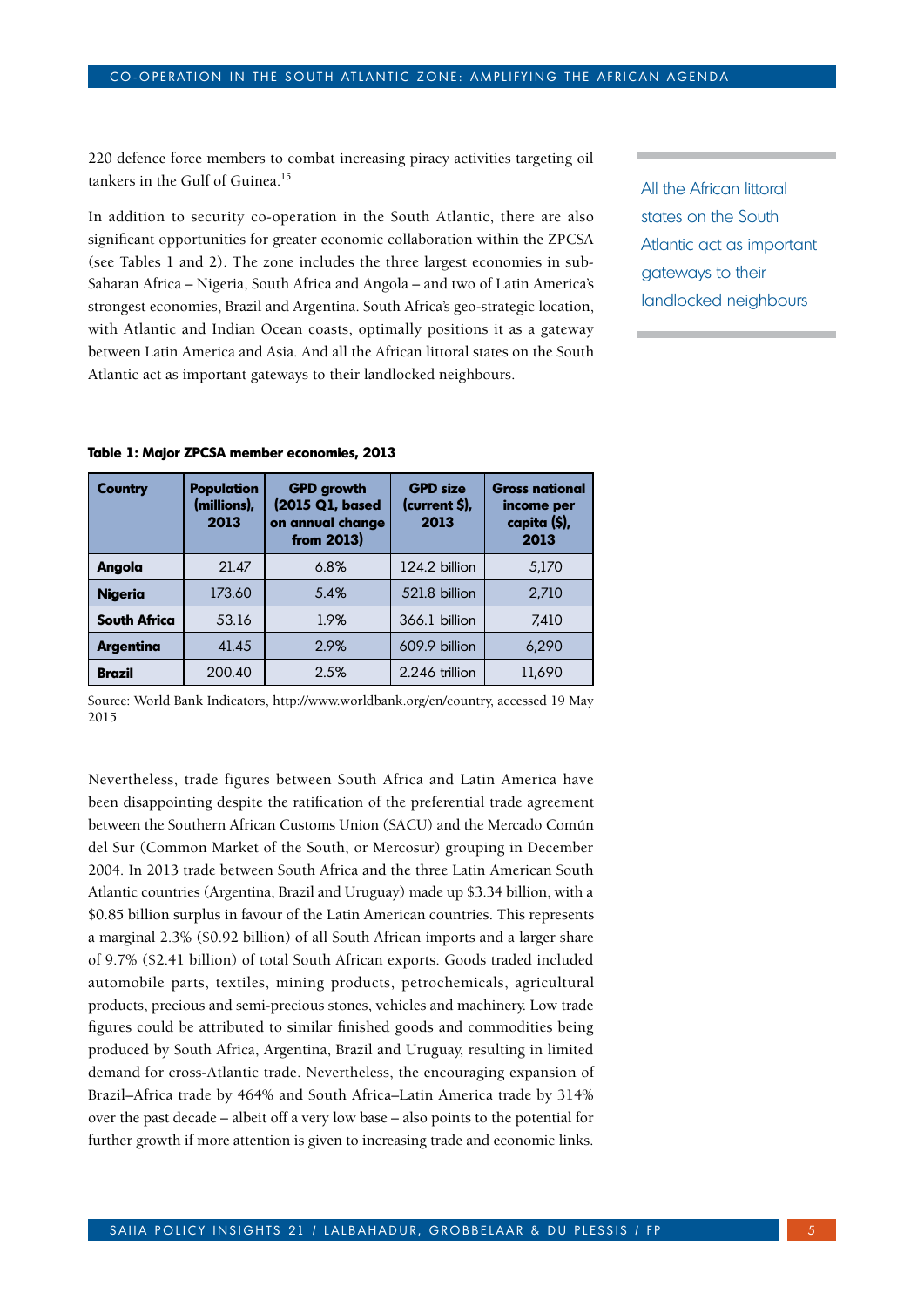220 defence force members to combat increasing piracy activities targeting oil tankers in the Gulf of Guinea.[15]

In addition to security co-operation in the South Atlantic, there are also significant opportunities for greater economic collaboration within the ZPCSA (see Tables 1 and 2). The zone includes the three largest economies in sub-Saharan Africa – Nigeria, South Africa and Angola – and two of Latin America's strongest economies, Brazil and Argentina. South Africa's geo-strategic location, with Atlantic and Indian Ocean coasts, optimally positions it as a gateway between Latin America and Asia. And all the African littoral states on the South Atlantic act as important gateways to their landlocked neighbours.

All the African littoral states on the South Atlantic act as important gateways to their landlocked neighbours

**Table 1: Major ZPCSA member economies, 2013**

| Country | Population (millions), 2013 | GPD growth (2015 Q1, based on annual change from 2013) | GPD size (current $), 2013 | Gross national income per capita ($), 2013 |
|---|---|---|---|---|
| **Angola** | 21.47 | 6.8% | 124.2 billion | 5,170 |
| **Nigeria** | 173.60 | 5.4% | 521.8 billion | 2,710 |
| **South Africa** | 53.16 | 1.9% | 366.1 billion | 7,410 |
| **Argentina** | 41.45 | 2.9% | 609.9 billion | 6,290 |
| **Brazil** | 200.40 | 2.5% | 2.246 trillion | 11,690 |

Source: World Bank Indicators, http://www.worldbank.org/en/country, accessed 19 May 2015

Nevertheless, trade figures between South Africa and Latin America have been disappointing despite the ratification of the preferential trade agreement between the Southern African Customs Union (SACU) and the Mercado Común del Sur (Common Market of the South, or Mercosur) grouping in December 2004. In 2013 trade between South Africa and the three Latin American South Atlantic countries (Argentina, Brazil and Uruguay) made up $3.34 billion, with a $0.85 billion surplus in favour of the Latin American countries. This represents a marginal 2.3% ($0.92 billion) of all South African imports and a larger share of 9.7% ($2.41 billion) of total South African exports. Goods traded included automobile parts, textiles, mining products, petrochemicals, agricultural products, precious and semi-precious stones, vehicles and machinery. Low trade figures could be attributed to similar finished goods and commodities being produced by South Africa, Argentina, Brazil and Uruguay, resulting in limited demand for cross-Atlantic trade. Nevertheless, the encouraging expansion of Brazil–Africa trade by 464% and South Africa–Latin America trade by 314% over the past decade – albeit off a very low base – also points to the potential for further growth if more attention is given to increasing trade and economic links.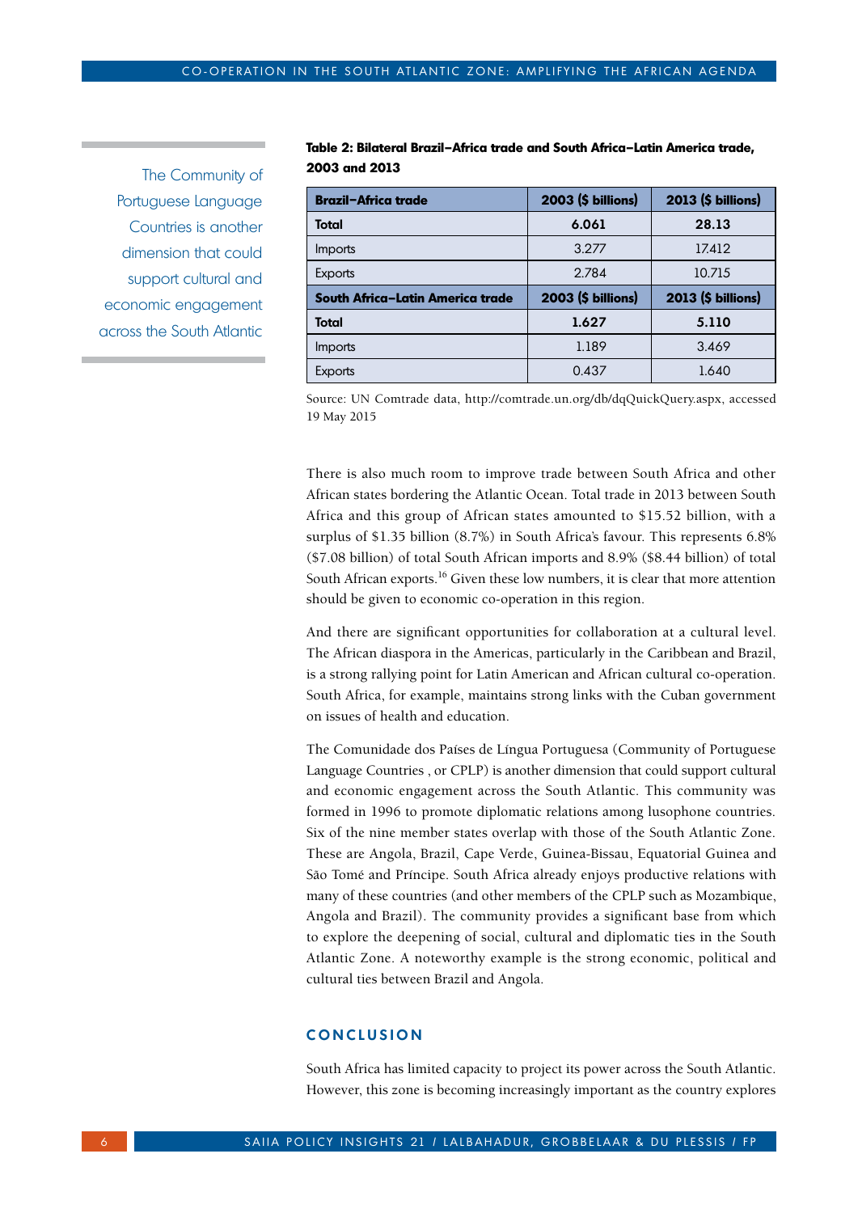**Table 2: Bilateral Brazil–Africa trade and South Africa–Latin America trade, 2003 and 2013**

| Brazil–Africa trade | 2003 ($ billions) | 2013 ($ billions) |
|---|---|---|
| **Total** | **6.061** | **28.13** |
| Imports | 3.277 | 17.412 |
| Exports | 2.784 | 10.715 |
| **South Africa–Latin America trade** | **2003 ($ billions)** | **2013 ($ billions)** |
| **Total** | **1.627** | **5.110** |
| Imports | 1.189 | 3.469 |
| Exports | 0.437 | 1.640 |

Source: UN Comtrade data, http://comtrade.un.org/db/dqQuickQuery.aspx, accessed 19 May 2015

There is also much room to improve trade between South Africa and other African states bordering the Atlantic Ocean. Total trade in 2013 between South Africa and this group of African states amounted to $15.52 billion, with a surplus of $1.35 billion (8.7%) in South Africa's favour. This represents 6.8% ($7.08 billion) of total South African imports and 8.9% ($8.44 billion) of total South African exports.[16] Given these low numbers, it is clear that more attention should be given to economic co-operation in this region.

And there are significant opportunities for collaboration at a cultural level. The African diaspora in the Americas, particularly in the Caribbean and Brazil, is a strong rallying point for Latin American and African cultural co-operation. South Africa, for example, maintains strong links with the Cuban government on issues of health and education.

> The Community of Portuguese Language Countries is another dimension that could support cultural and economic engagement across the South Atlantic

The Comunidade dos Países de Língua Portuguesa (Community of Portuguese Language Countries , or CPLP) is another dimension that could support cultural and economic engagement across the South Atlantic. This community was formed in 1996 to promote diplomatic relations among lusophone countries. Six of the nine member states overlap with those of the South Atlantic Zone. These are Angola, Brazil, Cape Verde, Guinea-Bissau, Equatorial Guinea and São Tomé and Príncipe. South Africa already enjoys productive relations with many of these countries (and other members of the CPLP such as Mozambique, Angola and Brazil). The community provides a significant base from which to explore the deepening of social, cultural and diplomatic ties in the South Atlantic Zone. A noteworthy example is the strong economic, political and cultural ties between Brazil and Angola.

## CONCLUSION

South Africa has limited capacity to project its power across the South Atlantic. However, this zone is becoming increasingly important as the country explores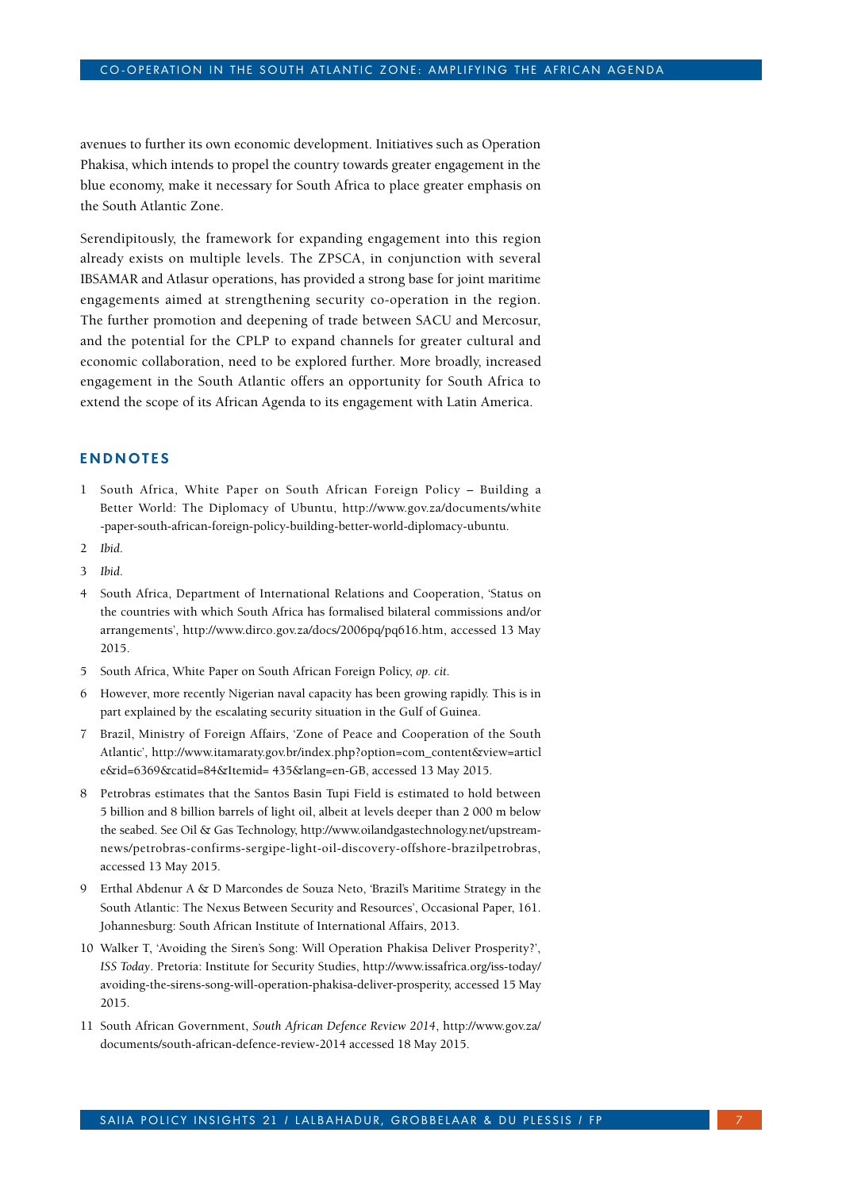avenues to further its own economic development. Initiatives such as Operation Phakisa, which intends to propel the country towards greater engagement in the blue economy, make it necessary for South Africa to place greater emphasis on the South Atlantic Zone.

Serendipitously, the framework for expanding engagement into this region already exists on multiple levels. The ZPSCA, in conjunction with several IBSAMAR and Atlasur operations, has provided a strong base for joint maritime engagements aimed at strengthening security co-operation in the region. The further promotion and deepening of trade between SACU and Mercosur, and the potential for the CPLP to expand channels for greater cultural and economic collaboration, need to be explored further. More broadly, increased engagement in the South Atlantic offers an opportunity for South Africa to extend the scope of its African Agenda to its engagement with Latin America.

## ENDNOTES

1. South Africa, White Paper on South African Foreign Policy – Building a Better World: The Diplomacy of Ubuntu, http://www.gov.za/documents/white-paper-south-african-foreign-policy-building-better-world-diplomacy-ubuntu.
2. *Ibid*.
3. *Ibid*.
4. South Africa, Department of International Relations and Cooperation, 'Status on the countries with which South Africa has formalised bilateral commissions and/or arrangements', http://www.dirco.gov.za/docs/2006pq/pq616.htm, accessed 13 May 2015.
5. South Africa, White Paper on South African Foreign Policy, *op. cit*.
6. However, more recently Nigerian naval capacity has been growing rapidly. This is in part explained by the escalating security situation in the Gulf of Guinea.
7. Brazil, Ministry of Foreign Affairs, 'Zone of Peace and Cooperation of the South Atlantic', http://www.itamaraty.gov.br/index.php?option=com_content&view=article&id=6369&catid=84&Itemid= 435&lang=en-GB, accessed 13 May 2015.
8. Petrobras estimates that the Santos Basin Tupi Field is estimated to hold between 5 billion and 8 billion barrels of light oil, albeit at levels deeper than 2 000 m below the seabed. See Oil & Gas Technology, http://www.oilandgastechnology.net/upstream-news/petrobras-confirms-sergipe-light-oil-discovery-offshore-brazilpetrobras, accessed 13 May 2015.
9. Erthal Abdenur A & D Marcondes de Souza Neto, 'Brazil's Maritime Strategy in the South Atlantic: The Nexus Between Security and Resources', Occasional Paper, 161. Johannesburg: South African Institute of International Affairs, 2013.
10. Walker T, 'Avoiding the Siren's Song: Will Operation Phakisa Deliver Prosperity?', *ISS Today*. Pretoria: Institute for Security Studies, http://www.issafrica.org/iss-today/avoiding-the-sirens-song-will-operation-phakisa-deliver-prosperity, accessed 15 May 2015.
11. South African Government, *South African Defence Review 2014*, http://www.gov.za/documents/south-african-defence-review-2014 accessed 18 May 2015.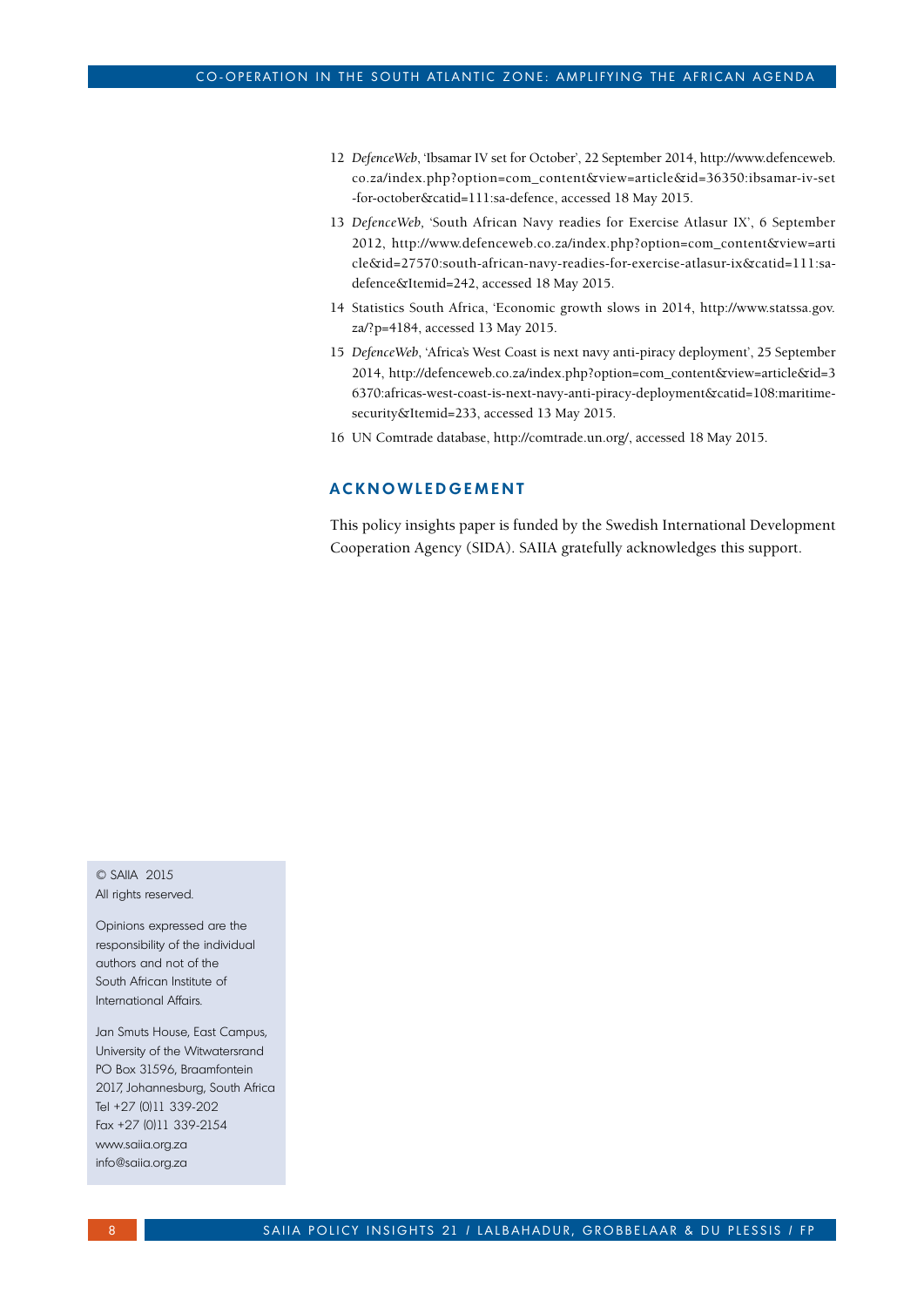12 *DefenceWeb*, 'Ibsamar IV set for October', 22 September 2014, http://www.defenceweb.co.za/index.php?option=com_content&view=article&id=36350:ibsamar-iv-set-for-october&catid=111:sa-defence, accessed 18 May 2015.

13 *DefenceWeb*, 'South African Navy readies for Exercise Atlasur IX', 6 September 2012, http://www.defenceweb.co.za/index.php?option=com_content&view=article&id=27570:south-african-navy-readies-for-exercise-atlasur-ix&catid=111:sa-defence&Itemid=242, accessed 18 May 2015.

14 Statistics South Africa, 'Economic growth slows in 2014, http://www.statssa.gov.za/?p=4184, accessed 13 May 2015.

15 *DefenceWeb*, 'Africa's West Coast is next navy anti-piracy deployment', 25 September 2014, http://defenceweb.co.za/index.php?option=com_content&view=article&id=36370:africas-west-coast-is-next-navy-anti-piracy-deployment&catid=108:maritime-security&Itemid=233, accessed 13 May 2015.

16 UN Comtrade database, http://comtrade.un.org/, accessed 18 May 2015.

## ACKNOWLEDGEMENT

This policy insights paper is funded by the Swedish International Development Cooperation Agency (SIDA). SAIIA gratefully acknowledges this support.

© SAIIA 2015
All rights reserved.

Opinions expressed are the responsibility of the individual authors and not of the South African Institute of International Affairs.

Jan Smuts House, East Campus,
University of the Witwatersrand
PO Box 31596, Braamfontein
2017, Johannesburg, South Africa
Tel +27 (0)11 339-202
Fax +27 (0)11 339-2154
www.saiia.org.za
info@saiia.org.za